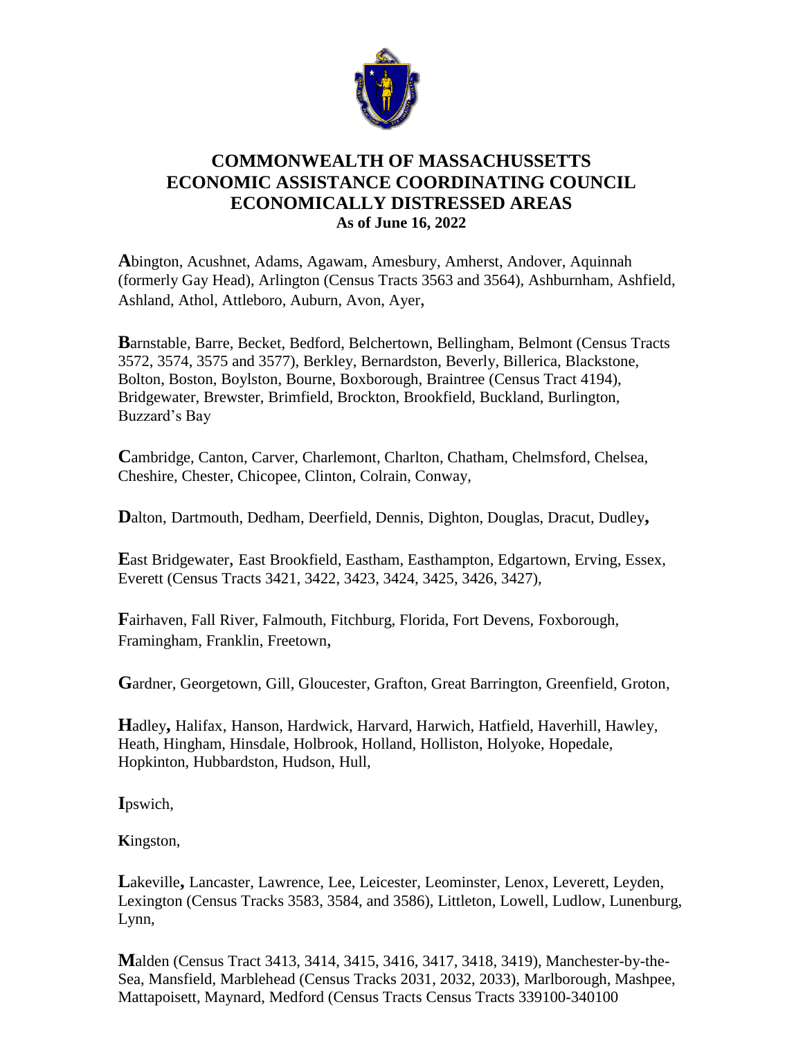# COMMONWEALTH OF MASSACHUSSETTS
# ECONOMIC ASSISTANCE COORDINATING COUNCIL
# ECONOMICALLY DISTRESSED AREAS

**As of June 16, 2022**

**A**bington, Acushnet, Adams, Agawam, Amesbury, Amherst, Andover, Aquinnah (formerly Gay Head), Arlington (Census Tracts 3563 and 3564), Ashburnham, Ashfield, Ashland, Athol, Attleboro, Auburn, Avon, Ayer,

**B**arnstable, Barre, Becket, Bedford, Belchertown, Bellingham, Belmont (Census Tracts 3572, 3574, 3575 and 3577), Berkley, Bernardston, Beverly, Billerica, Blackstone, Bolton, Boston, Boylston, Bourne, Boxborough, Braintree (Census Tract 4194), Bridgewater, Brewster, Brimfield, Brockton, Brookfield, Buckland, Burlington, Buzzard's Bay

**C**ambridge, Canton, Carver, Charlemont, Charlton, Chatham, Chelmsford, Chelsea, Cheshire, Chester, Chicopee, Clinton, Colrain, Conway,

**D**alton, Dartmouth, Dedham, Deerfield, Dennis, Dighton, Douglas, Dracut, Dudley**,**

**E**ast Bridgewater, East Brookfield, Eastham, Easthampton, Edgartown, Erving, Essex, Everett (Census Tracts 3421, 3422, 3423, 3424, 3425, 3426, 3427),

**F**airhaven, Fall River, Falmouth, Fitchburg, Florida, Fort Devens, Foxborough, Framingham, Franklin, Freetown,

**G**ardner, Georgetown, Gill, Gloucester, Grafton, Great Barrington, Greenfield, Groton,

**H**adley**,** Halifax, Hanson, Hardwick, Harvard, Harwich, Hatfield, Haverhill, Hawley, Heath, Hingham, Hinsdale, Holbrook, Holland, Holliston, Holyoke, Hopedale, Hopkinton, Hubbardston, Hudson, Hull,

**I**pswich,

**K**ingston,

**L**akeville**,** Lancaster, Lawrence, Lee, Leicester, Leominster, Lenox, Leverett, Leyden, Lexington (Census Tracks 3583, 3584, and 3586), Littleton, Lowell, Ludlow, Lunenburg, Lynn,

**M**alden (Census Tract 3413, 3414, 3415, 3416, 3417, 3418, 3419), Manchester-by-the-Sea, Mansfield, Marblehead (Census Tracks 2031, 2032, 2033), Marlborough, Mashpee, Mattapoisett, Maynard, Medford (Census Tracts Census Tracts 339100-340100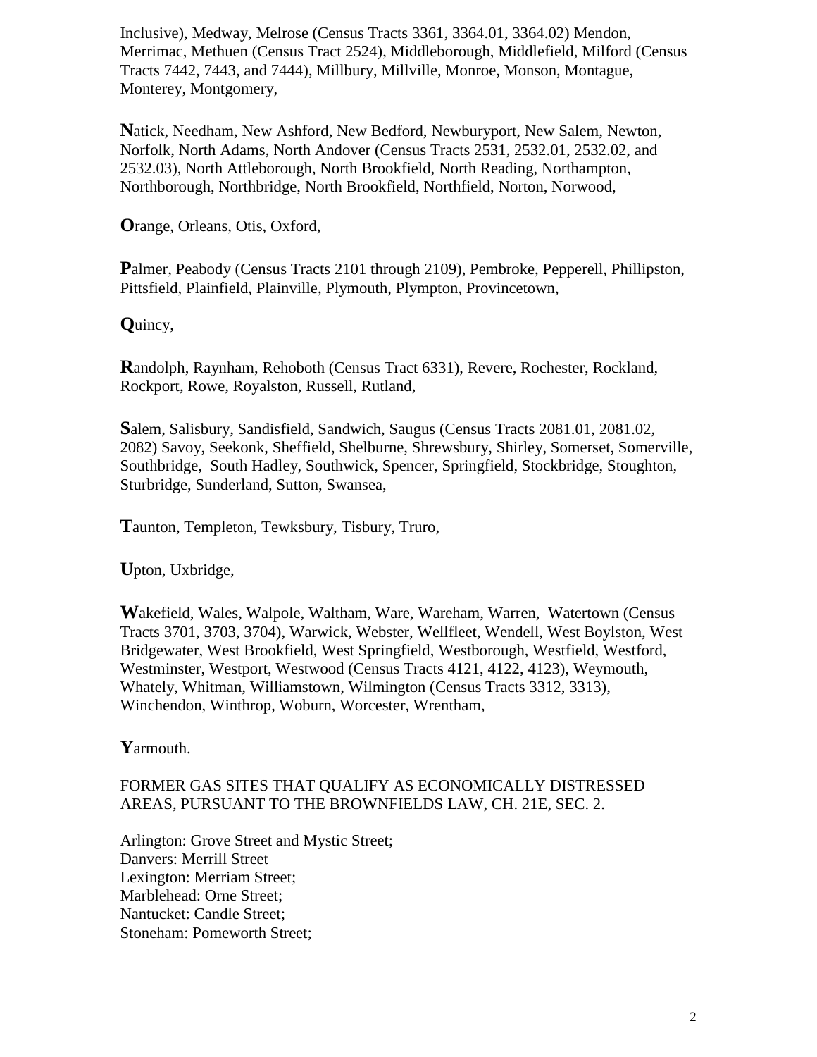Inclusive), Medway, Melrose (Census Tracts 3361, 3364.01, 3364.02) Mendon, Merrimac, Methuen (Census Tract 2524), Middleborough, Middlefield, Milford (Census Tracts 7442, 7443, and 7444), Millbury, Millville, Monroe, Monson, Montague, Monterey, Montgomery,

**N**atick, Needham, New Ashford, New Bedford, Newburyport, New Salem, Newton, Norfolk, North Adams, North Andover (Census Tracts 2531, 2532.01, 2532.02, and 2532.03), North Attleborough, North Brookfield, North Reading, Northampton, Northborough, Northbridge, North Brookfield, Northfield, Norton, Norwood,

**O**range, Orleans, Otis, Oxford,

**P**almer, Peabody (Census Tracts 2101 through 2109), Pembroke, Pepperell, Phillipston, Pittsfield, Plainfield, Plainville, Plymouth, Plympton, Provincetown,

**Q**uincy,

**R**andolph, Raynham, Rehoboth (Census Tract 6331), Revere, Rochester, Rockland, Rockport, Rowe, Royalston, Russell, Rutland,

**S**alem, Salisbury, Sandisfield, Sandwich, Saugus (Census Tracts 2081.01, 2081.02, 2082) Savoy, Seekonk, Sheffield, Shelburne, Shrewsbury, Shirley, Somerset, Somerville, Southbridge, South Hadley, Southwick, Spencer, Springfield, Stockbridge, Stoughton, Sturbridge, Sunderland, Sutton, Swansea,

**T**aunton, Templeton, Tewksbury, Tisbury, Truro,

**U**pton, Uxbridge,

**W**akefield, Wales, Walpole, Waltham, Ware, Wareham, Warren, Watertown (Census Tracts 3701, 3703, 3704), Warwick, Webster, Wellfleet, Wendell, West Boylston, West Bridgewater, West Brookfield, West Springfield, Westborough, Westfield, Westford, Westminster, Westport, Westwood (Census Tracts 4121, 4122, 4123), Weymouth, Whately, Whitman, Williamstown, Wilmington (Census Tracts 3312, 3313), Winchendon, Winthrop, Woburn, Worcester, Wrentham,

**Y**armouth.

FORMER GAS SITES THAT QUALIFY AS ECONOMICALLY DISTRESSED AREAS, PURSUANT TO THE BROWNFIELDS LAW, CH. 21E, SEC. 2.

Arlington: Grove Street and Mystic Street;
Danvers: Merrill Street
Lexington: Merriam Street;
Marblehead: Orne Street;
Nantucket: Candle Street;
Stoneham: Pomeworth Street;